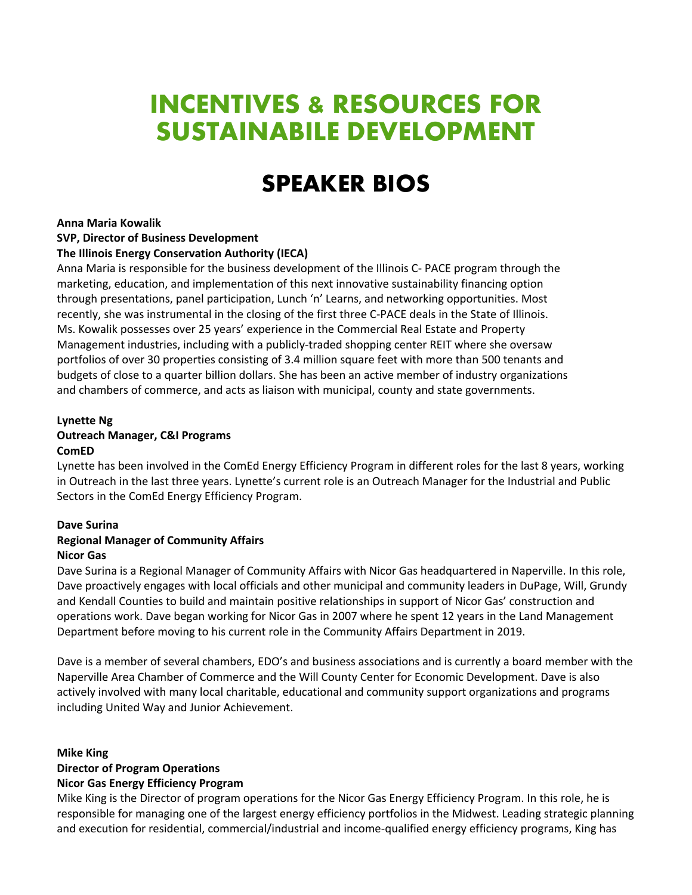# INCENTIVES & RESOURCES FOR SUSTAINABILE DEVELOPMENT

## SPEAKER BIOS

**Anna Maria Kowalik**
**SVP, Director of Business Development**
**The Illinois Energy Conservation Authority (IECA)**

Anna Maria is responsible for the business development of the Illinois C- PACE program through the marketing, education, and implementation of this next innovative sustainability financing option through presentations, panel participation, Lunch 'n' Learns, and networking opportunities. Most recently, she was instrumental in the closing of the first three C-PACE deals in the State of Illinois. Ms. Kowalik possesses over 25 years' experience in the Commercial Real Estate and Property Management industries, including with a publicly-traded shopping center REIT where she oversaw portfolios of over 30 properties consisting of 3.4 million square feet with more than 500 tenants and budgets of close to a quarter billion dollars. She has been an active member of industry organizations and chambers of commerce, and acts as liaison with municipal, county and state governments.

**Lynette Ng**
**Outreach Manager, C&I Programs**
**ComED**

Lynette has been involved in the ComEd Energy Efficiency Program in different roles for the last 8 years, working in Outreach in the last three years. Lynette's current role is an Outreach Manager for the Industrial and Public Sectors in the ComEd Energy Efficiency Program.

**Dave Surina**
**Regional Manager of Community Affairs**
**Nicor Gas**

Dave Surina is a Regional Manager of Community Affairs with Nicor Gas headquartered in Naperville. In this role, Dave proactively engages with local officials and other municipal and community leaders in DuPage, Will, Grundy and Kendall Counties to build and maintain positive relationships in support of Nicor Gas' construction and operations work. Dave began working for Nicor Gas in 2007 where he spent 12 years in the Land Management Department before moving to his current role in the Community Affairs Department in 2019.

Dave is a member of several chambers, EDO's and business associations and is currently a board member with the Naperville Area Chamber of Commerce and the Will County Center for Economic Development. Dave is also actively involved with many local charitable, educational and community support organizations and programs including United Way and Junior Achievement.

**Mike King**
**Director of Program Operations**
**Nicor Gas Energy Efficiency Program**

Mike King is the Director of program operations for the Nicor Gas Energy Efficiency Program. In this role, he is responsible for managing one of the largest energy efficiency portfolios in the Midwest. Leading strategic planning and execution for residential, commercial/industrial and income-qualified energy efficiency programs, King has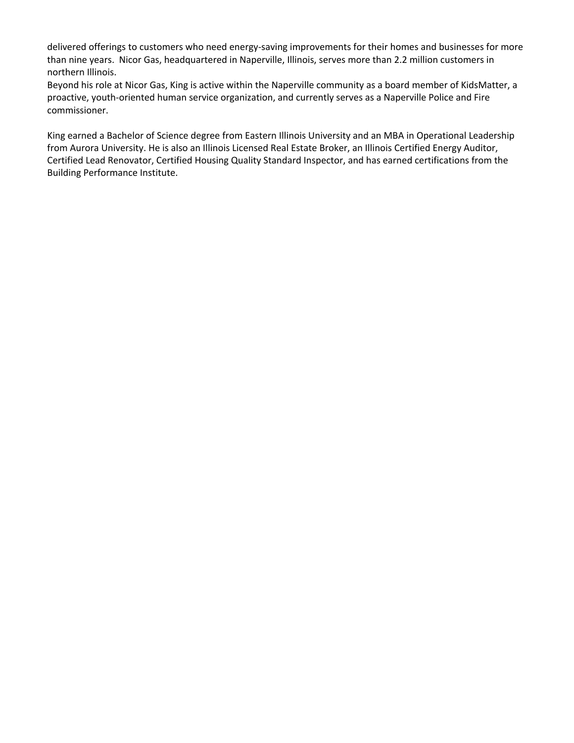delivered offerings to customers who need energy-saving improvements for their homes and businesses for more than nine years. Nicor Gas, headquartered in Naperville, Illinois, serves more than 2.2 million customers in northern Illinois.

Beyond his role at Nicor Gas, King is active within the Naperville community as a board member of KidsMatter, a proactive, youth-oriented human service organization, and currently serves as a Naperville Police and Fire commissioner.

King earned a Bachelor of Science degree from Eastern Illinois University and an MBA in Operational Leadership from Aurora University. He is also an Illinois Licensed Real Estate Broker, an Illinois Certified Energy Auditor, Certified Lead Renovator, Certified Housing Quality Standard Inspector, and has earned certifications from the Building Performance Institute.